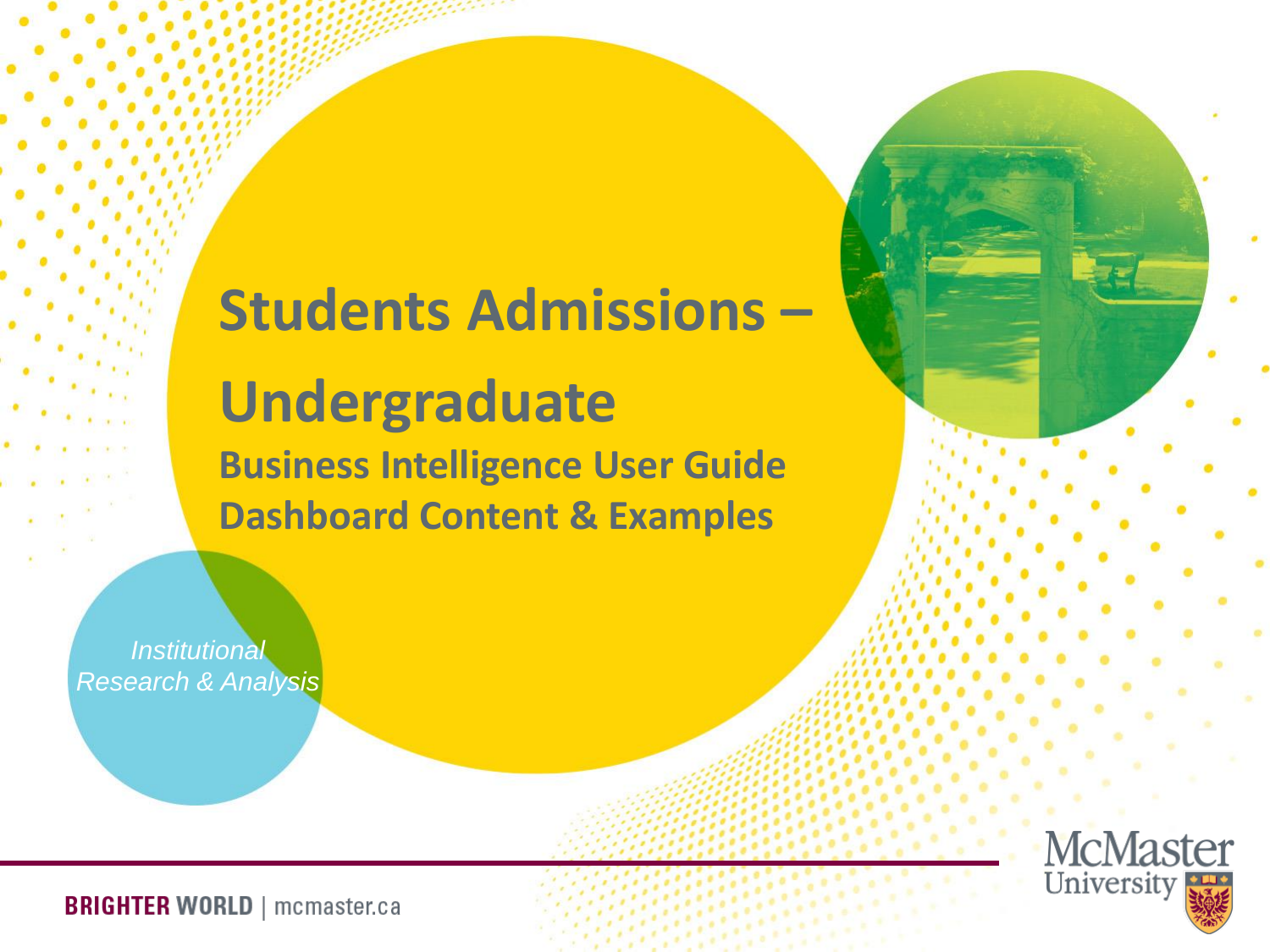# Students Admissions – Undergraduate

## Business Intelligence User Guide
## Dashboard Content & Examples

*Institutional Research & Analysis*

**BRIGHTER WORLD** | mcmaster.ca

McMaster University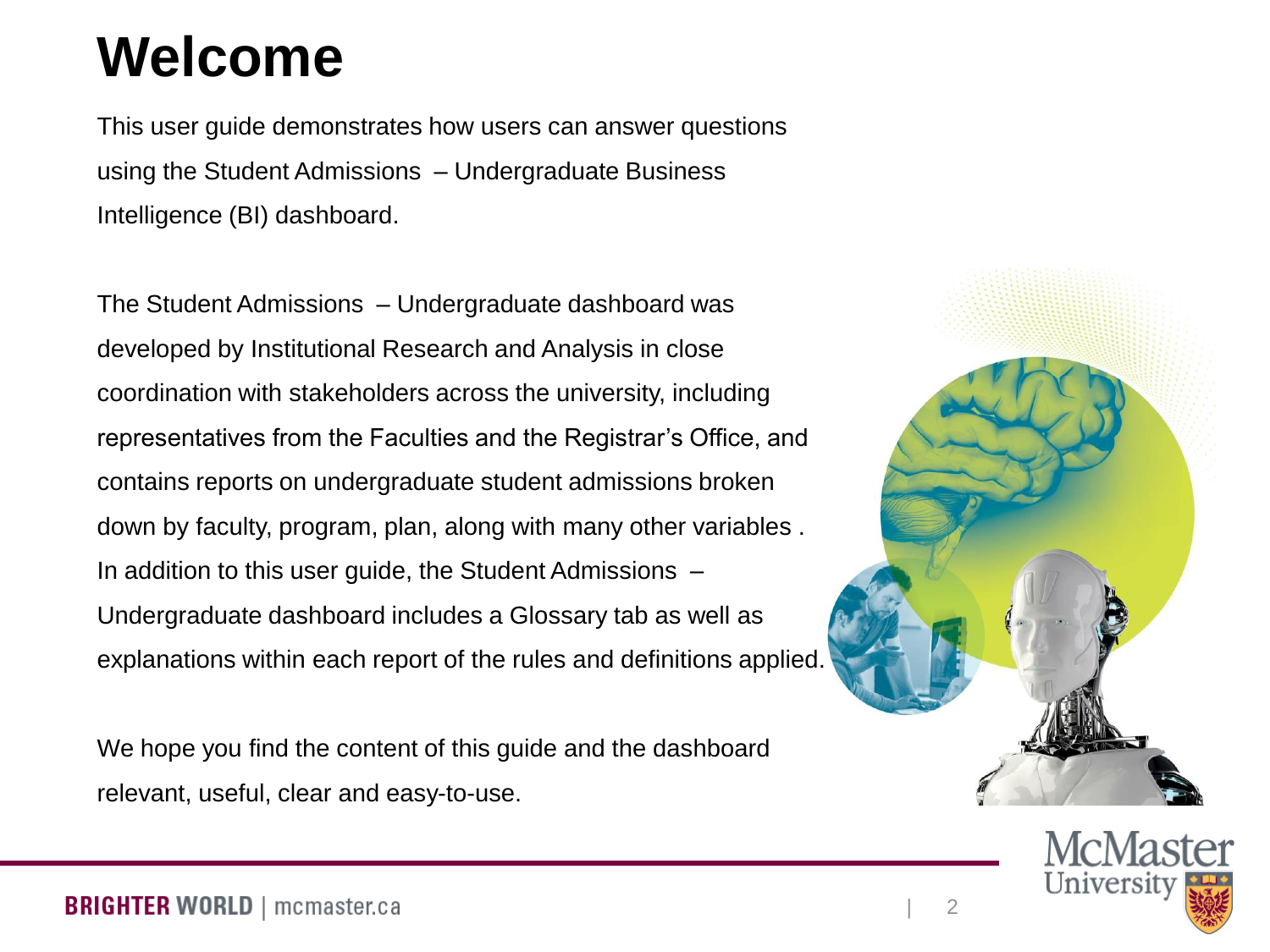# Welcome

This user guide demonstrates how users can answer questions using the Student Admissions – Undergraduate Business Intelligence (BI) dashboard.

The Student Admissions – Undergraduate dashboard was developed by Institutional Research and Analysis in close coordination with stakeholders across the university, including representatives from the Faculties and the Registrar's Office, and contains reports on undergraduate student admissions broken down by faculty, program, plan, along with many other variables. In addition to this user guide, the Student Admissions – Undergraduate dashboard includes a Glossary tab as well as explanations within each report of the rules and definitions applied.

We hope you find the content of this guide and the dashboard relevant, useful, clear and easy-to-use.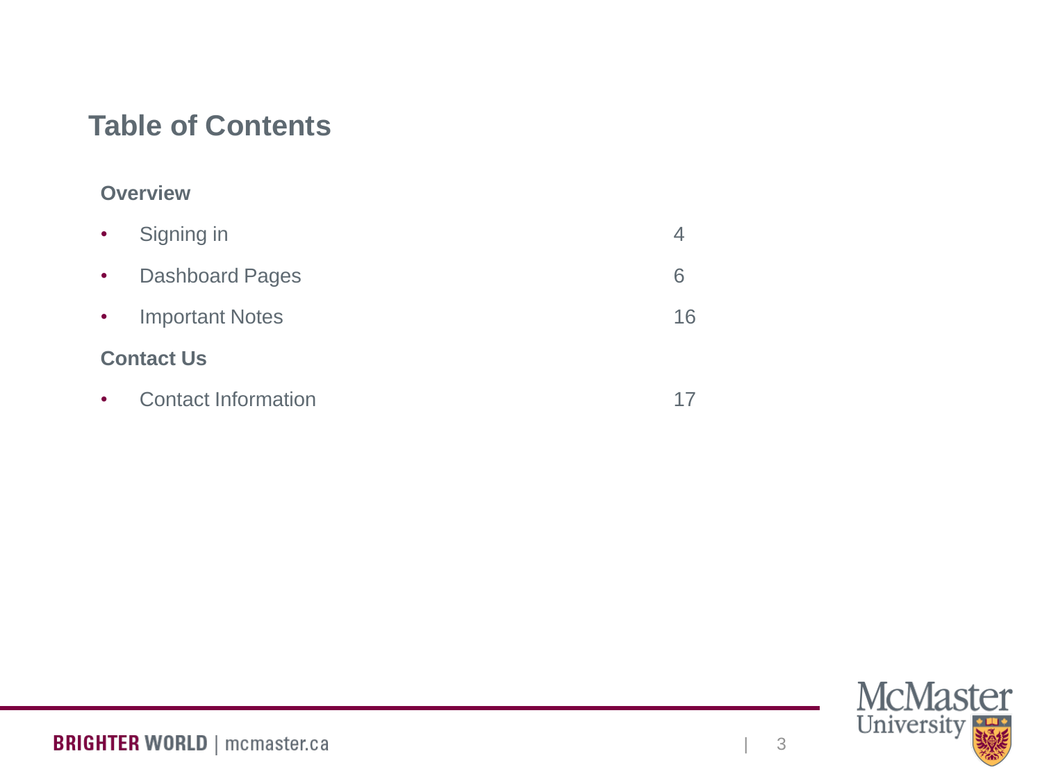# Table of Contents

**Overview**

| | |
|---|---|
| • Signing in | 4 |
| • Dashboard Pages | 6 |
| • Important Notes | 16 |

**Contact Us**

| | |
|---|---|
| • Contact Information | 17 |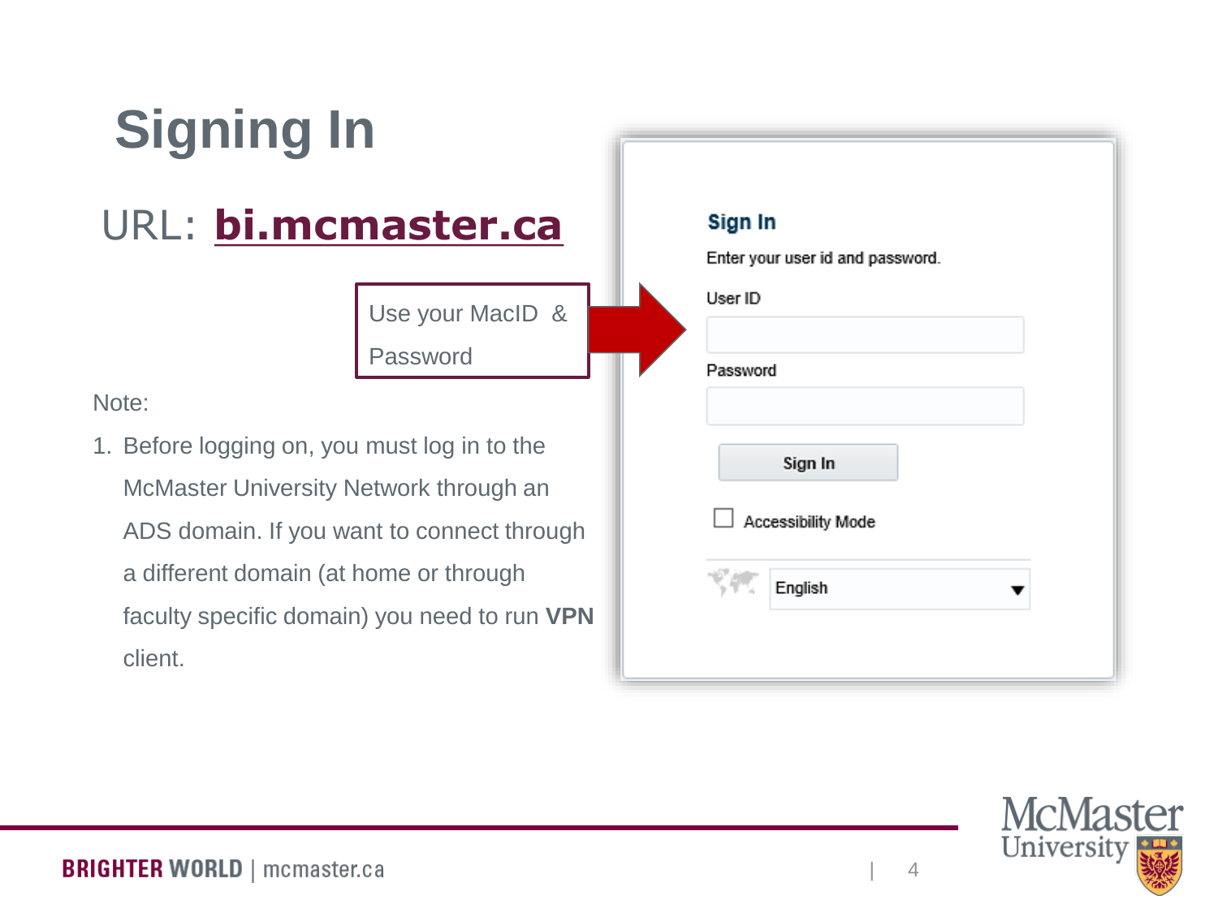# Signing In

## URL: **bi.mcmaster.ca**

Use your MacID & Password

**Sign In**

Enter your user id and password.

User ID

Password

Sign In

Accessibility Mode

English

Note:

1. Before logging on, you must log in to the McMaster University Network through an ADS domain. If you want to connect through a different domain (at home or through faculty specific domain) you need to run **VPN** client.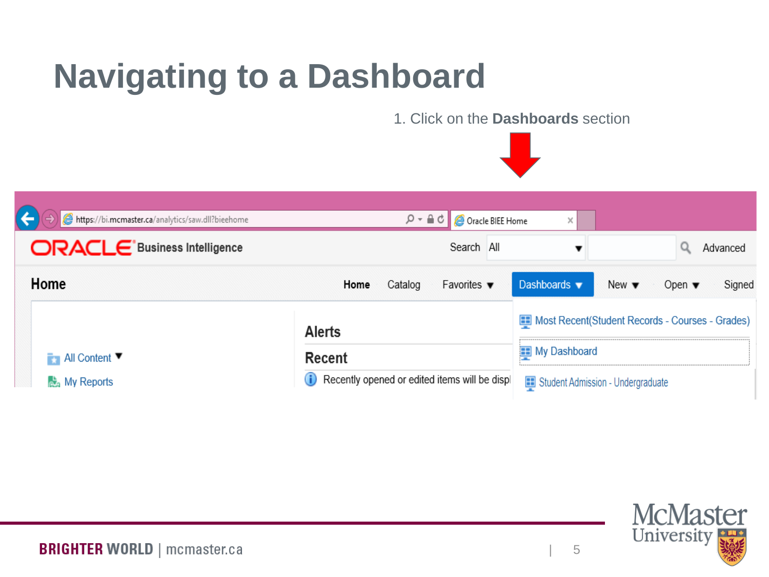# Navigating to a Dashboard

1. Click on the **Dashboards** section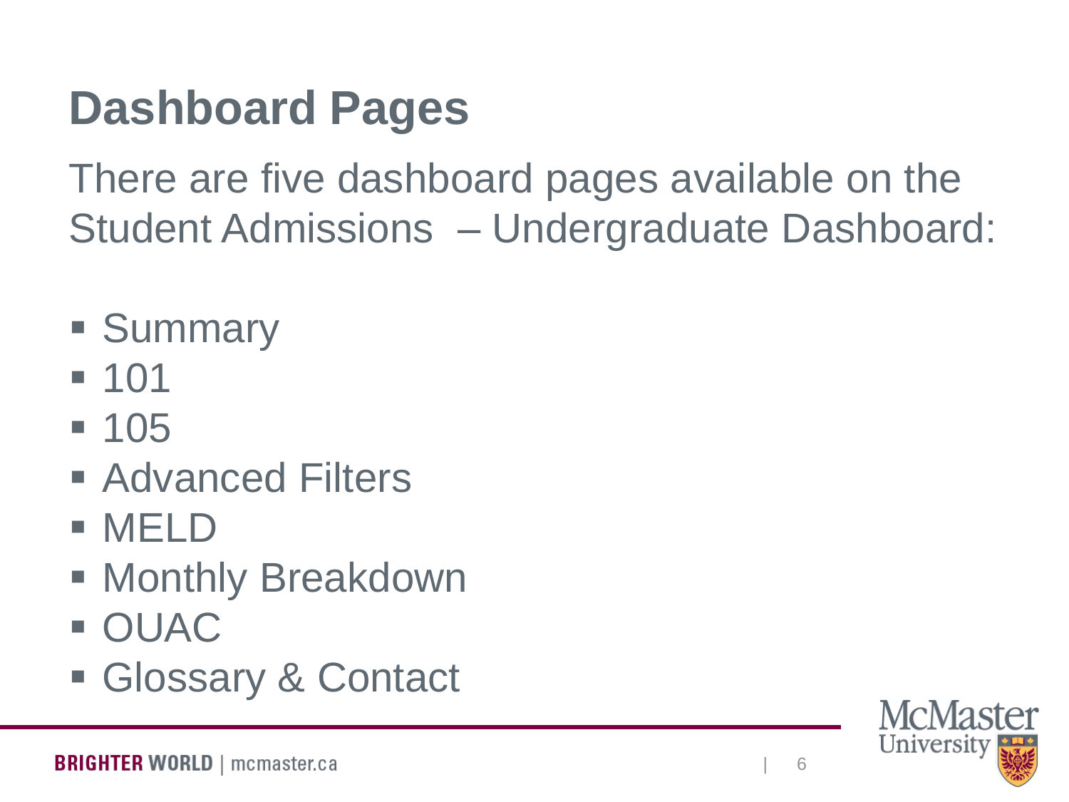# Dashboard Pages

There are five dashboard pages available on the Student Admissions – Undergraduate Dashboard:

- Summary
- 101
- 105
- Advanced Filters
- MELD
- Monthly Breakdown
- OUAC
- Glossary & Contact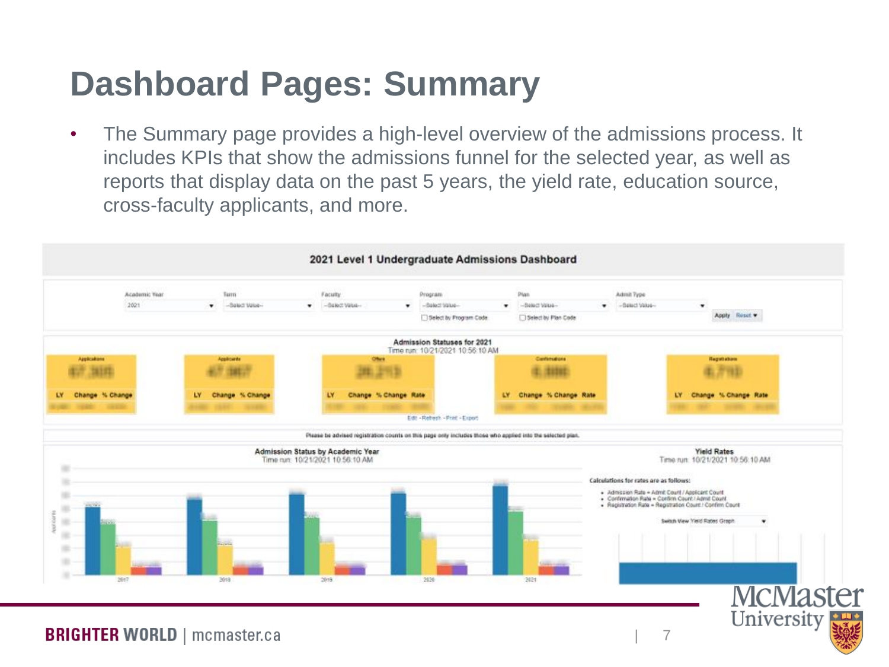# Dashboard Pages: Summary

- The Summary page provides a high-level overview of the admissions process. It includes KPIs that show the admissions funnel for the selected year, as well as reports that display data on the past 5 years, the yield rate, education source, cross-faculty applicants, and more.

**2021 Level 1 Undergraduate Admissions Dashboard**

| Academic Year | Term | Faculty | Program | Plan | Admit Type |
|---|---|---|---|---|---|
| 2021 | --Select Value-- | --Select Value-- | --Select Value-- | --Select Value-- | --Select Value-- |
| | | | ☐ Select by Program Code | ☐ Select by Plan Code | |

Apply Reset

**Admission Statuses for 2021**
Time run: 10/21/2021 10:56:10 AM

| Applications | Applicants | Offers | Confirmations | Registrations |
|---|---|---|---|---|
| LY · Change · % Change | LY · Change · % Change | LY · Change · % Change · Rate | LY · Change · % Change · Rate | LY · Change · % Change · Rate |

Edit - Refresh - Print - Export

Please be advised registration counts on this page only includes those who applied into the selected plan.

**Admission Status by Academic Year**
Time run: 10/21/2021 10:56:10 AM

2017 · 2018 · 2019 · 2020 · 2021

**Yield Rates**
Time run: 10/21/2021 10:56:10 AM

Calculations for rates are as follows:

- Admission Rate = Admit Count / Applicant Count
- Confirmation Rate = Confirm Count / Admit Count
- Registration Rate = Registration Count / Confirm Count

Switch View Yield Rates Graph

BRIGHTER WORLD | mcmaster.ca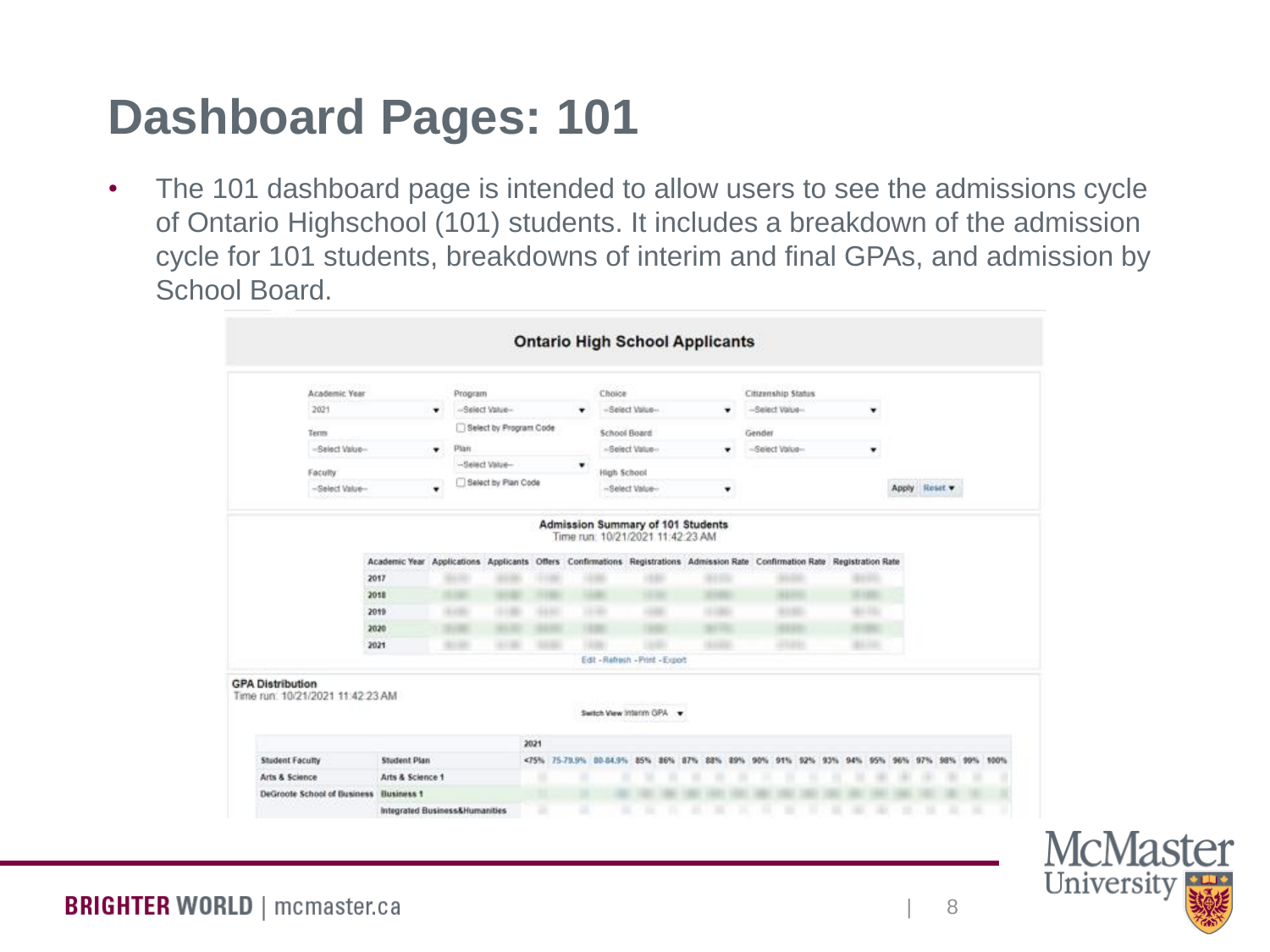# Dashboard Pages: 101

- The 101 dashboard page is intended to allow users to see the admissions cycle of Ontario Highschool (101) students. It includes a breakdown of the admission cycle for 101 students, breakdowns of interim and final GPAs, and admission by School Board.

**Ontario High School Applicants**

Academic Year: 2021
Program: --Select Value--
Choice: --Select Value--
Citizenship Status: --Select Value--
☐ Select by Program Code
Term: --Select Value--
Plan: --Select Value--
School Board: --Select Value--
Gender: --Select Value--
☐ Select by Plan Code
Faculty: --Select Value--
High School: --Select Value--
Apply Reset

**Admission Summary of 101 Students**
Time run: 10/21/2021 11:42:23 AM

| Academic Year | Applications | Applicants | Offers | Confirmations | Registrations | Admission Rate | Confirmation Rate | Registration Rate |
|---|---|---|---|---|---|---|---|---|
| 2017 | | | | | | | | |
| 2018 | | | | | | | | |
| 2019 | | | | | | | | |
| 2020 | | | | | | | | |
| 2021 | | | | | | | | |

Edit - Refresh - Print - Export

**GPA Distribution**
Time run: 10/21/2021 11:42:23 AM

Switch View: Interim GPA

| Student Faculty | Student Plan | 2021 | | | | | | | | | | | | | | | | | | |
|---|---|---|---|---|---|---|---|---|---|---|---|---|---|---|---|---|---|---|---|---|
| | | <75% | 75-79.9% | 80-84.9% | 85% | 86% | 87% | 88% | 89% | 90% | 91% | 92% | 93% | 94% | 95% | 96% | 97% | 98% | 99% | 100% |
| Arts & Science | Arts & Science 1 | | | | | | | | | | | | | | | | | | | |
| DeGroote School of Business | Business 1 | | | | | | | | | | | | | | | | | | | |
| | Integrated Business&Humanities | | | | | | | | | | | | | | | | | | | |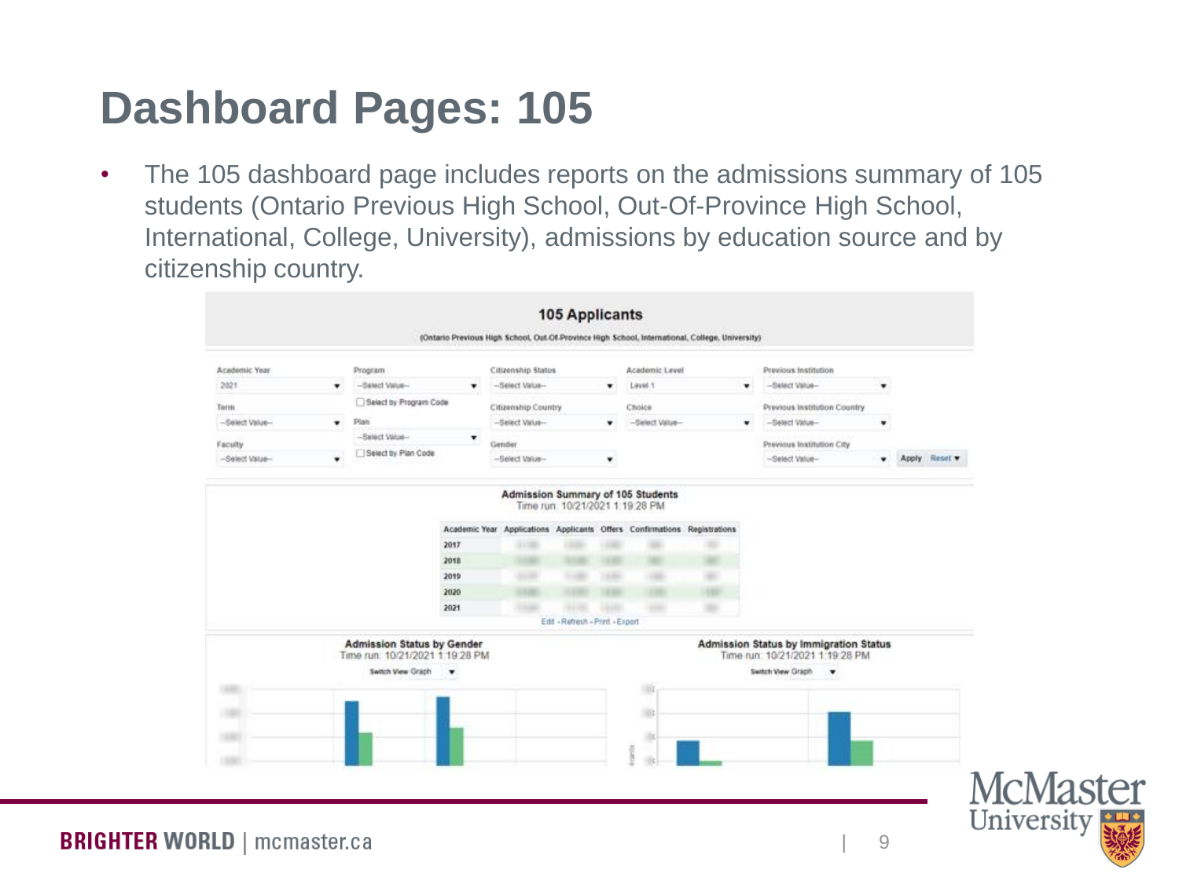# Dashboard Pages: 105

- The 105 dashboard page includes reports on the admissions summary of 105 students (Ontario Previous High School, Out-Of-Province High School, International, College, University), admissions by education source and by citizenship country.

## 105 Applicants

(Ontario Previous High School, Out-Of-Province High School, International, College, University)

| Academic Year | Program | Citizenship Status | Academic Level | Previous Institution |
|---|---|---|---|---|
| 2021 | --Select Value-- | --Select Value-- | Level 1 | --Select Value-- |
| Term | Select by Program Code | Citizenship Country | Choice | Previous Institution Country |
| --Select Value-- | Plan | --Select Value-- | --Select Value-- | --Select Value-- |
| Faculty | --Select Value-- | Gender | | Previous Institution City |
| --Select Value-- | Select by Plan Code | --Select Value-- | | --Select Value-- |

Apply Reset

### Admission Summary of 105 Students

Time run: 10/21/2021 1:19:28 PM

| Academic Year | Applications | Applicants | Offers | Confirmations | Registrations |
|---|---|---|---|---|---|
| 2017 | | | | | |
| 2018 | | | | | |
| 2019 | | | | | |
| 2020 | | | | | |
| 2021 | | | | | |

Edit - Refresh - Print - Export

### Admission Status by Gender

Time run: 10/21/2021 1:19:28 PM

Switch View Graph

### Admission Status by Immigration Status

Time run: 10/21/2021 1:19:28 PM

Switch View Graph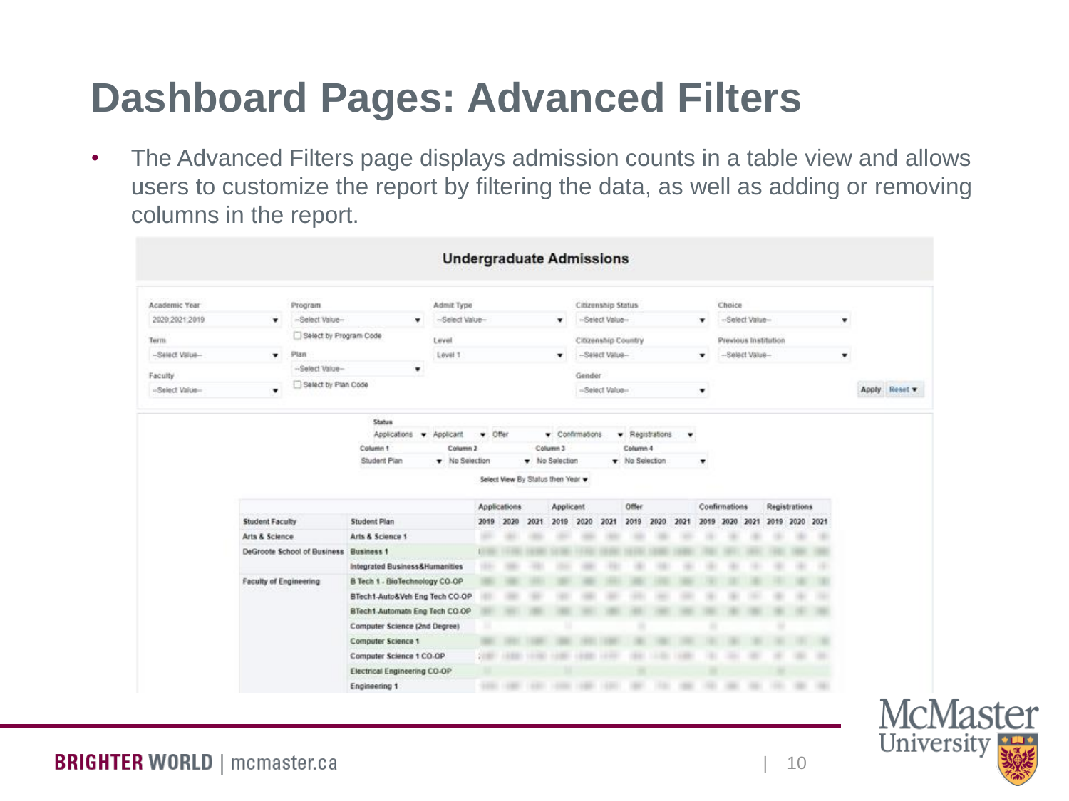# Dashboard Pages: Advanced Filters

- The Advanced Filters page displays admission counts in a table view and allows users to customize the report by filtering the data, as well as adding or removing columns in the report.

## Undergraduate Admissions

| Academic Year | Program | Admit Type | Citizenship Status | Choice |
|---|---|---|---|---|
| 2020,2021,2019 | --Select Value-- | --Select Value-- | --Select Value-- | --Select Value-- |
| Term | Select by Program Code | Level | Citizenship Country | Previous Institution |
| --Select Value-- | Plan: --Select Value-- | Level 1 | --Select Value-- | --Select Value-- |
| Faculty | Select by Plan Code | | Gender | |
| --Select Value-- | | | --Select Value-- | |

Apply | Reset

**Status:** Applications, Applicant, Offer, Confirmations, Registrations

| Column 1 | Column 2 | Column 3 | Column 4 |
|---|---|---|---|
| Student Plan | No Selection | No Selection | No Selection |

Select View By Status then Year

| | | Applications | | | Applicant | | | Offer | | | Confirmations | | | Registrations | | |
|---|---|---|---|---|---|---|---|---|---|---|---|---|---|---|---|---|
| **Student Faculty** | **Student Plan** | 2019 | 2020 | 2021 | 2019 | 2020 | 2021 | 2019 | 2020 | 2021 | 2019 | 2020 | 2021 | 2019 | 2020 | 2021 |
| Arts & Science | Arts & Science 1 | | | | | | | | | | | | | | | |
| DeGroote School of Business | Business 1 | | | | | | | | | | | | | | | |
| | Integrated Business&Humanities | | | | | | | | | | | | | | | |
| Faculty of Engineering | B Tech 1 - BioTechnology CO-OP | | | | | | | | | | | | | | | |
| | BTech1-Auto&Veh Eng Tech CO-OP | | | | | | | | | | | | | | | |
| | BTech1-Automatn Eng Tech CO-OP | | | | | | | | | | | | | | | |
| | Computer Science (2nd Degree) | | | | | | | | | | | | | | | |
| | Computer Science 1 | | | | | | | | | | | | | | | |
| | Computer Science 1 CO-OP | | | | | | | | | | | | | | | |
| | Electrical Engineering CO-OP | | | | | | | | | | | | | | | |
| | Engineering 1 | | | | | | | | | | | | | | | |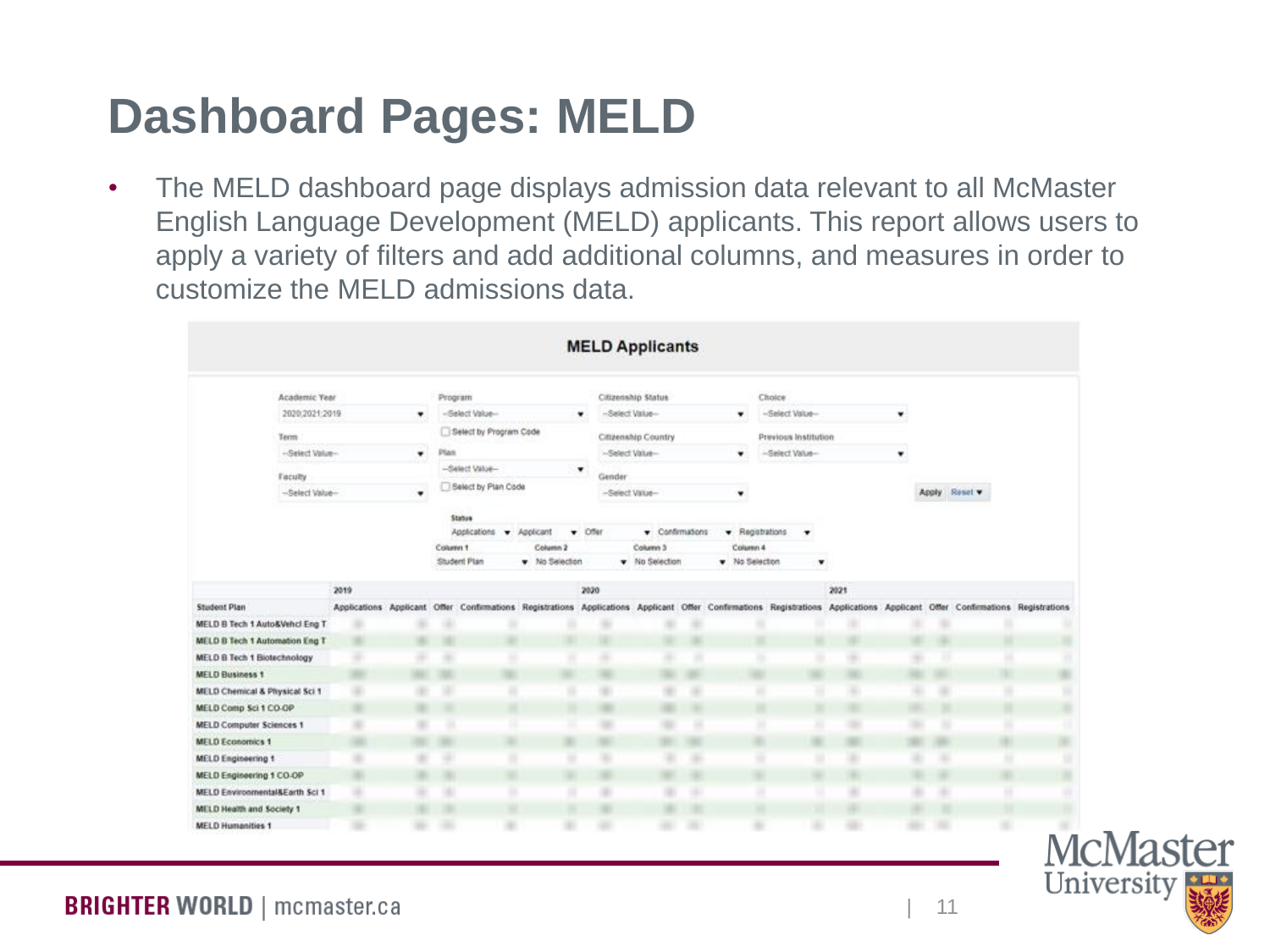# Dashboard Pages: MELD

- The MELD dashboard page displays admission data relevant to all McMaster English Language Development (MELD) applicants. This report allows users to apply a variety of filters and add additional columns, and measures in order to customize the MELD admissions data.

**MELD Applicants**

Academic Year: 2020;2021;2019
Term: --Select Value--
Faculty: --Select Value--
Program: --Select Value--
Select by Program Code
Plan: --Select Value--
Select by Plan Code
Citizenship Status: --Select Value--
Citizenship Country: --Select Value--
Gender: --Select Value--
Choice: --Select Value--
Previous Institution: --Select Value--
Apply Reset

Status: Applications, Applicant, Offer, Confirmations, Registrations
Column 1: Student Plan
Column 2: No Selection
Column 3: No Selection
Column 4: No Selection

| Student Plan | 2019 | | | | | 2020 | | | | | 2021 | | | | |
|---|---|---|---|---|---|---|---|---|---|---|---|---|---|---|---|
| | Applications | Applicant | Offer | Confirmations | Registrations | Applications | Applicant | Offer | Confirmations | Registrations | Applications | Applicant | Offer | Confirmations | Registrations |
| MELD B Tech 1 Auto&Vehcl Eng T | | | | | | | | | | | | | | | |
| MELD B Tech 1 Automation Eng T | | | | | | | | | | | | | | | |
| MELD B Tech 1 Biotechnology | | | | | | | | | | | | | | | |
| MELD Business 1 | | | | | | | | | | | | | | | |
| MELD Chemical & Physical Sci 1 | | | | | | | | | | | | | | | |
| MELD Comp Sci 1 CO-OP | | | | | | | | | | | | | | | |
| MELD Computer Sciences 1 | | | | | | | | | | | | | | | |
| MELD Economics 1 | | | | | | | | | | | | | | | |
| MELD Engineering 1 | | | | | | | | | | | | | | | |
| MELD Engineering 1 CO-OP | | | | | | | | | | | | | | | |
| MELD Environmental&Earth Sci 1 | | | | | | | | | | | | | | | |
| MELD Health and Society 1 | | | | | | | | | | | | | | | |
| MELD Humanities 1 | | | | | | | | | | | | | | | |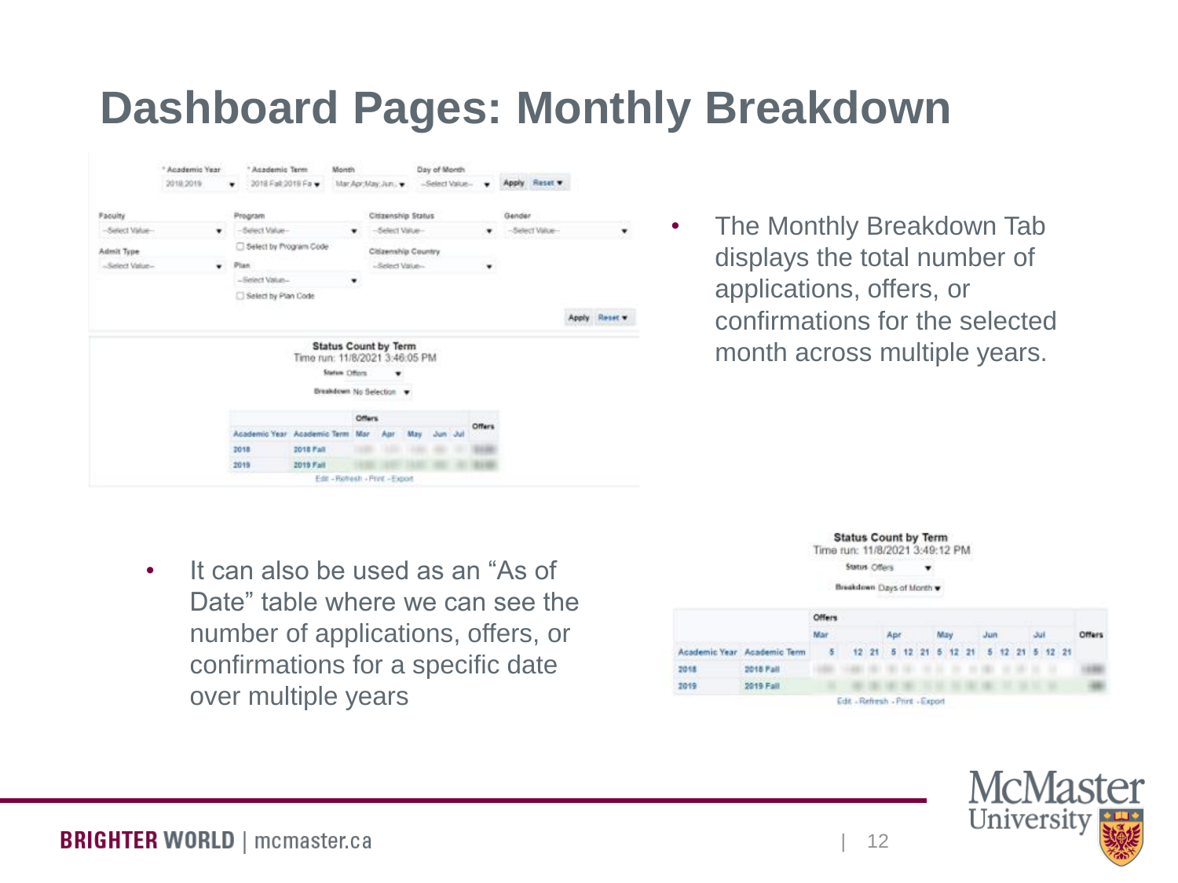# Dashboard Pages: Monthly Breakdown

- The Monthly Breakdown Tab displays the total number of applications, offers, or confirmations for the selected month across multiple years.

- It can also be used as an “As of Date” table where we can see the number of applications, offers, or confirmations for a specific date over multiple years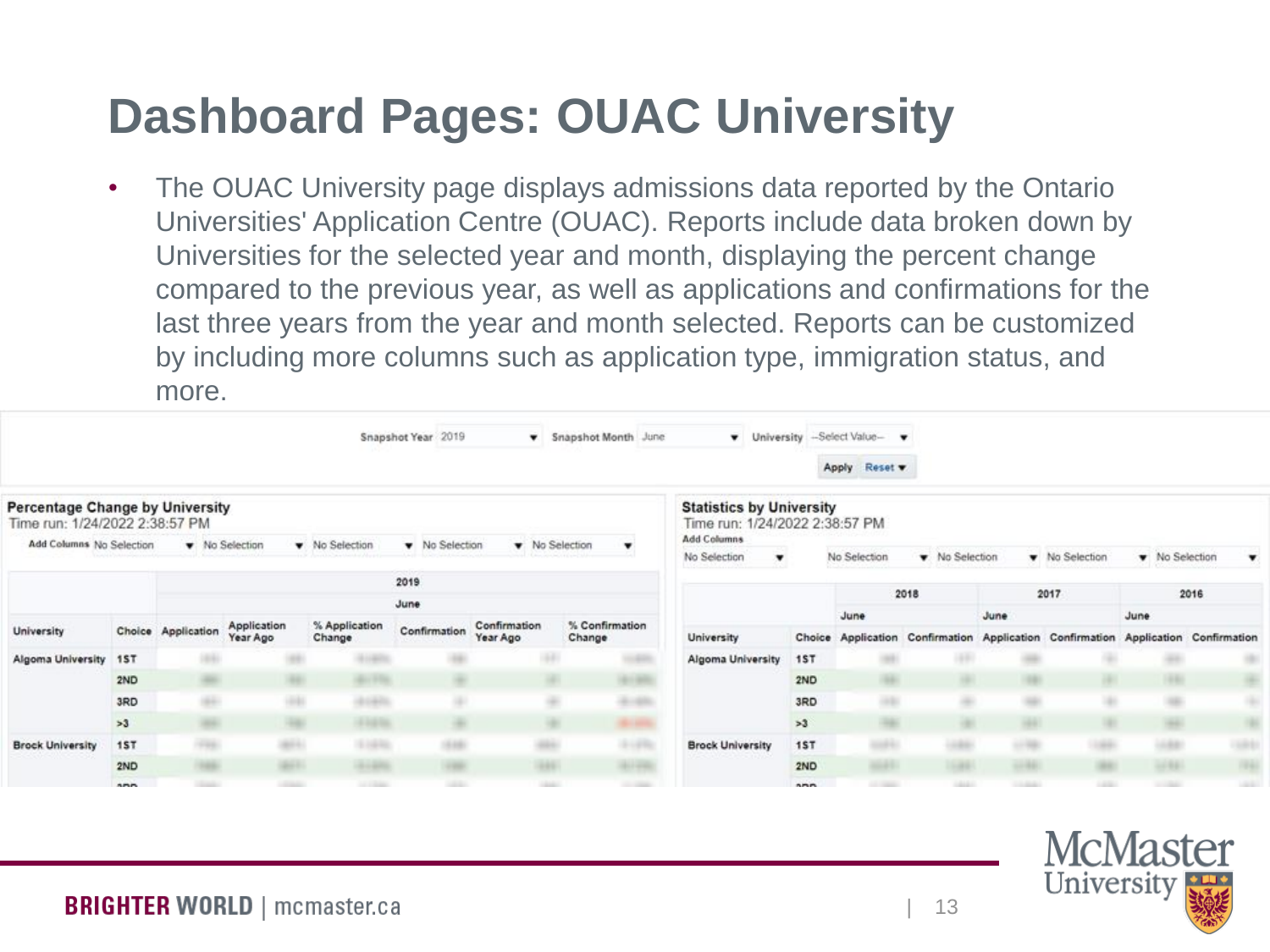# Dashboard Pages: OUAC University

- The OUAC University page displays admissions data reported by the Ontario Universities' Application Centre (OUAC). Reports include data broken down by Universities for the selected year and month, displaying the percent change compared to the previous year, as well as applications and confirmations for the last three years from the year and month selected. Reports can be customized by including more columns such as application type, immigration status, and more.

Snapshot Year 2019 | Snapshot Month June | University --Select Value-- | Apply | Reset

**Percentage Change by University**
Time run: 1/24/2022 2:38:57 PM
Add Columns: No Selection | No Selection | No Selection | No Selection | No Selection

| | | 2019 | | | | | |
|---|---|---|---|---|---|---|---|
| | | June | | | | | |
| University | Choice | Application | Application Year Ago | % Application Change | Confirmation | Confirmation Year Ago | % Confirmation Change |
| Algoma University | 1ST | | | | | | |
| | 2ND | | | | | | |
| | 3RD | | | | | | |
| | >3 | | | | | | |
| Brock University | 1ST | | | | | | |
| | 2ND | | | | | | |

**Statistics by University**
Time run: 1/24/2022 2:38:57 PM
Add Columns: No Selection | No Selection | No Selection | No Selection | No Selection

| | | 2018 | | 2017 | | 2016 | |
|---|---|---|---|---|---|---|---|
| | | June | | June | | June | |
| University | Choice | Application | Confirmation | Application | Confirmation | Application | Confirmation |
| Algoma University | 1ST | | | | | | |
| | 2ND | | | | | | |
| | 3RD | | | | | | |
| | >3 | | | | | | |
| Brock University | 1ST | | | | | | |
| | 2ND | | | | | | |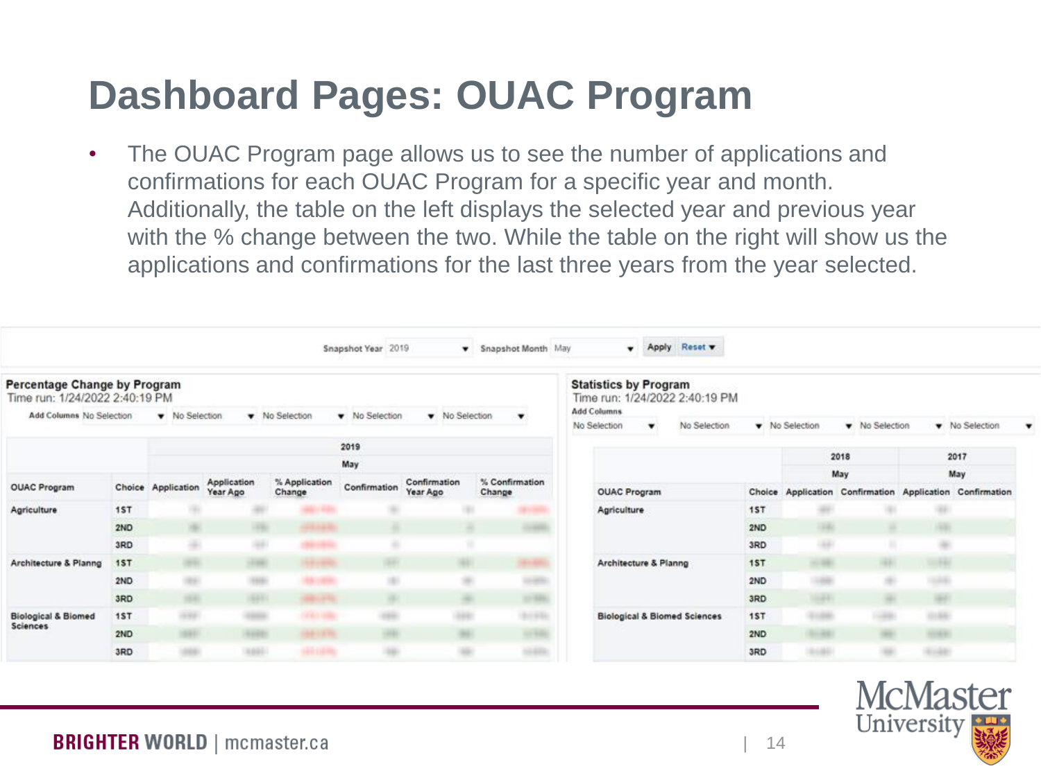# Dashboard Pages: OUAC Program

- The OUAC Program page allows us to see the number of applications and confirmations for each OUAC Program for a specific year and month. Additionally, the table on the left displays the selected year and previous year with the % change between the two. While the table on the right will show us the applications and confirmations for the last three years from the year selected.

Snapshot Year 2019 | Snapshot Month May | Apply | Reset

**Percentage Change by Program**
Time run: 1/24/2022 2:40:19 PM
Add Columns: No Selection | No Selection | No Selection | No Selection | No Selection

| | | 2019 | | | | | |
|---|---|---|---|---|---|---|---|
| | | May | | | | | |
| OUAC Program | Choice | Application | Application Year Ago | % Application Change | Confirmation | Confirmation Year Ago | % Confirmation Change |
| Agriculture | 1ST | | | | | | |
| | 2ND | | | | | | |
| | 3RD | | | | | | |
| Architecture & Planng | 1ST | | | | | | |
| | 2ND | | | | | | |
| | 3RD | | | | | | |
| Biological & Biomed Sciences | 1ST | | | | | | |
| | 2ND | | | | | | |
| | 3RD | | | | | | |

**Statistics by Program**
Time run: 1/24/2022 2:40:19 PM
Add Columns: No Selection | No Selection | No Selection | No Selection | No Selection

| | | 2018 | | 2017 | |
|---|---|---|---|---|---|
| | | May | | May | |
| OUAC Program | Choice | Application | Confirmation | Application | Confirmation |
| Agriculture | 1ST | | | | |
| | 2ND | | | | |
| | 3RD | | | | |
| Architecture & Planng | 1ST | | | | |
| | 2ND | | | | |
| | 3RD | | | | |
| Biological & Biomed Sciences | 1ST | | | | |
| | 2ND | | | | |
| | 3RD | | | | |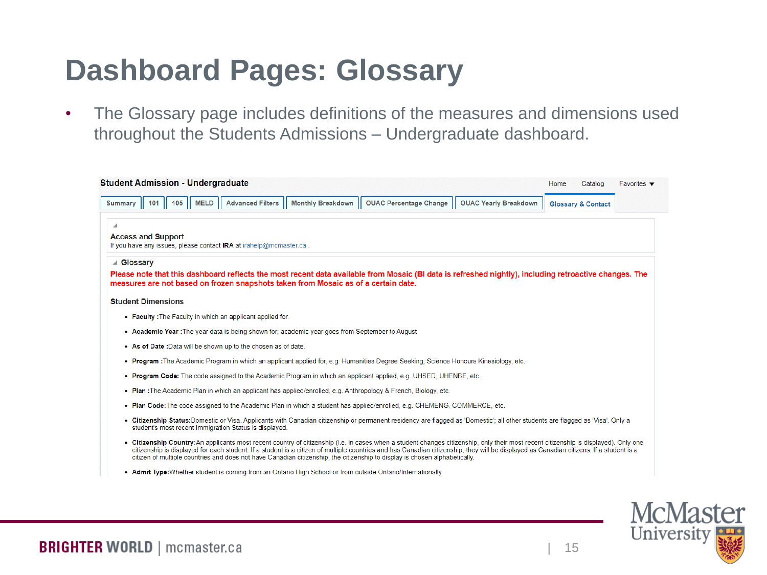# Dashboard Pages: Glossary

- The Glossary page includes definitions of the measures and dimensions used throughout the Students Admissions – Undergraduate dashboard.

**Student Admission - Undergraduate**

Home | Catalog | Favorites

Summary | 101 | 105 | MELD | Advanced Filters | Monthly Breakdown | OUAC Percentage Change | OUAC Yearly Breakdown | Glossary & Contact

**Access and Support**

If you have any issues, please contact **IRA** at irahelp@mcmaster.ca .

**Glossary**

**Please note that this dashboard reflects the most recent data available from Mosaic (BI data is refreshed nightly), including retroactive changes. The measures are not based on frozen snapshots taken from Mosaic as of a certain date.**

**Student Dimensions**

- **Faculty :** The Faculty in which an applicant applied for.
- **Academic Year :** The year data is being shown for; academic year goes from September to August
- **As of Date :** Data will be shown up to the chosen as of date.
- **Program :** The Academic Program in which an applicant applied for, e.g. Humanities Degree Seeking, Science Honours Kinesiology, etc.
- **Program Code:** The code assigned to the Academic Program in which an applicant applied, e.g. UHSED, UHENBE, etc.
- **Plan :** The Academic Plan in which an applicant has applied/enrolled, e.g. Anthropology & French, Biology, etc.
- **Plan Code:** The code assigned to the Academic Plan in which a student has applied/enrolled, e.g. CHEMENG, COMMERCE, etc.
- **Citizenship Status:** Domestic or Visa. Applicants with Canadian citizenship or permanent residency are flagged as 'Domestic'; all other students are flagged as 'Visa'. Only a student's most recent Immigration Status is displayed.
- **Citizenship Country:** An applicants most recent country of citizenship (i.e. in cases when a student changes citizenship, only their most recent citizenship is displayed). Only one citizenship is displayed for each student. If a student is a citizen of multiple countries and has Canadian citizenship, they will be displayed as Canadian citizens. If a student is a citizen of multiple countries and does not have Canadian citizenship, the citizenship to display is chosen alphabetically.
- **Admit Type:** Whether student is coming from an Ontario High School or from outside Ontario/Internationally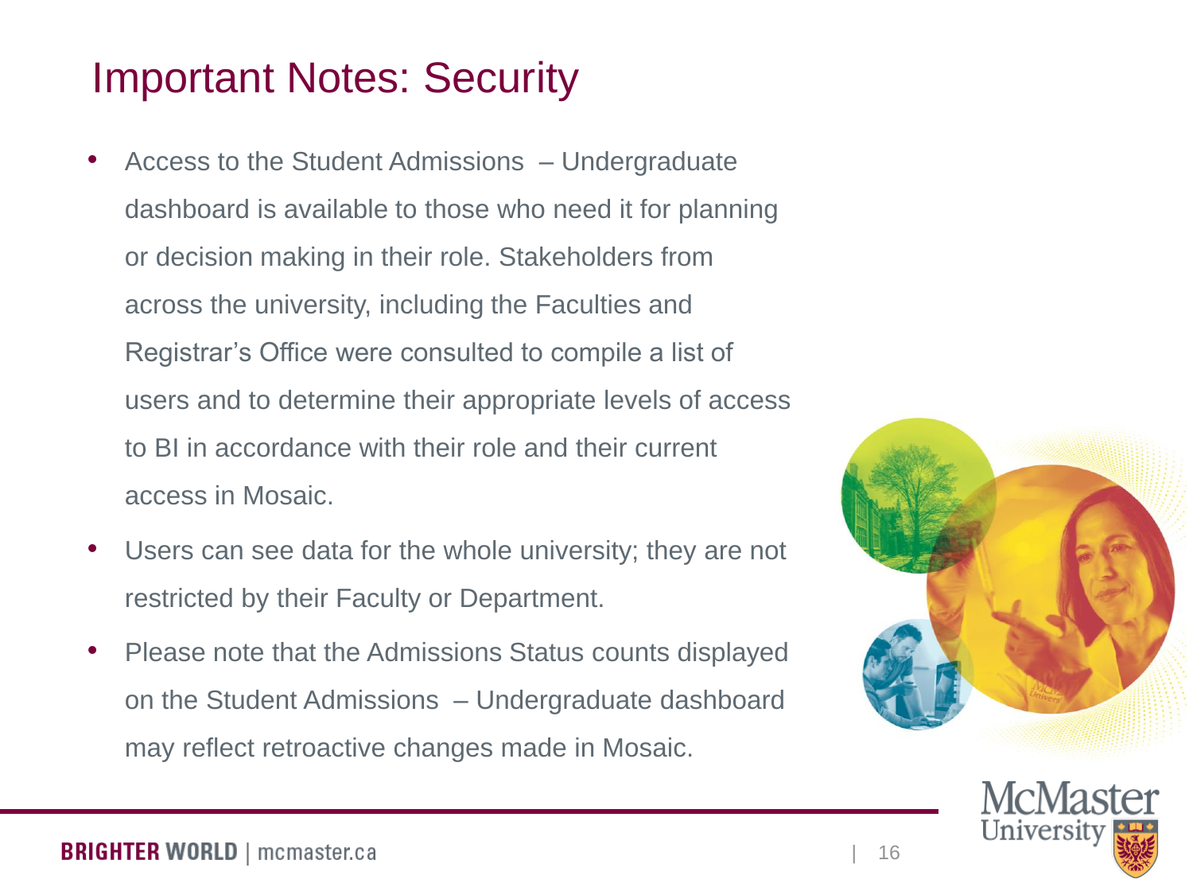# Important Notes: Security

- Access to the Student Admissions – Undergraduate dashboard is available to those who need it for planning or decision making in their role. Stakeholders from across the university, including the Faculties and Registrar's Office were consulted to compile a list of users and to determine their appropriate levels of access to BI in accordance with their role and their current access in Mosaic.
- Users can see data for the whole university; they are not restricted by their Faculty or Department.
- Please note that the Admissions Status counts displayed on the Student Admissions – Undergraduate dashboard may reflect retroactive changes made in Mosaic.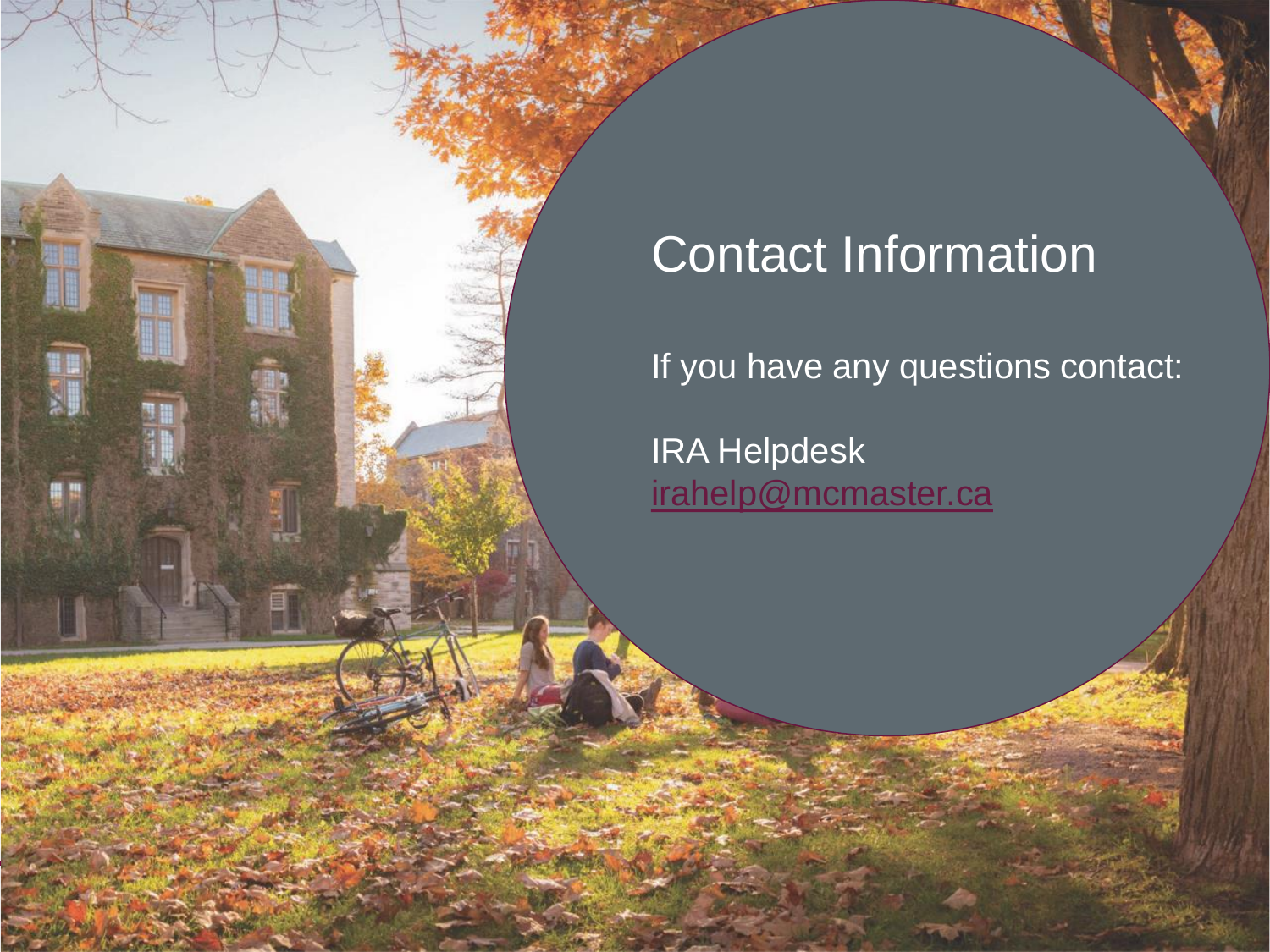# Contact Information

If you have any questions contact:

IRA Helpdesk
irahelp@mcmaster.ca